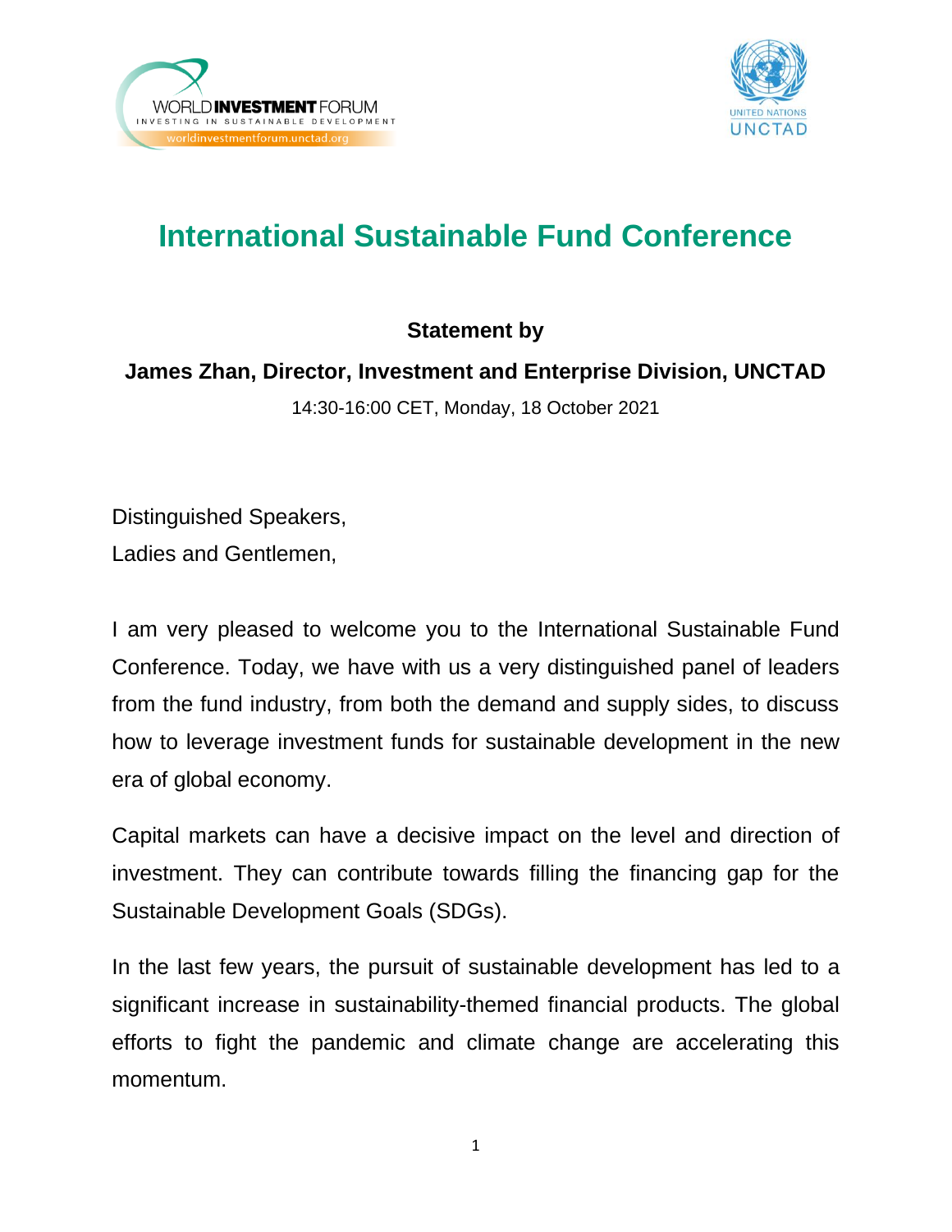# International Sustainable Fund Conference

**Statement by**

**James Zhan, Director, Investment and Enterprise Division, UNCTAD**

14:30-16:00 CET, Monday, 18 October 2021

Distinguished Speakers,
Ladies and Gentlemen,

I am very pleased to welcome you to the International Sustainable Fund Conference. Today, we have with us a very distinguished panel of leaders from the fund industry, from both the demand and supply sides, to discuss how to leverage investment funds for sustainable development in the new era of global economy.

Capital markets can have a decisive impact on the level and direction of investment. They can contribute towards filling the financing gap for the Sustainable Development Goals (SDGs).

In the last few years, the pursuit of sustainable development has led to a significant increase in sustainability-themed financial products. The global efforts to fight the pandemic and climate change are accelerating this momentum.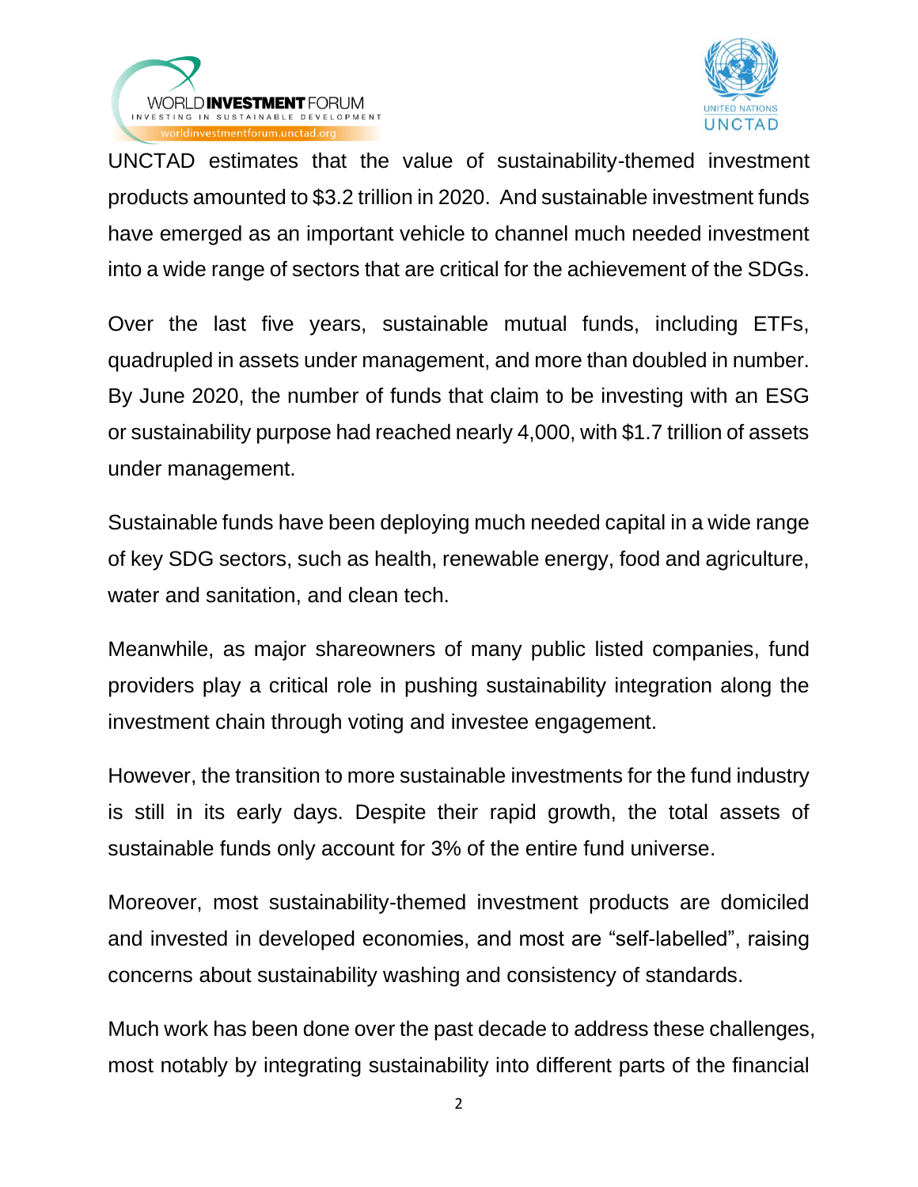UNCTAD estimates that the value of sustainability-themed investment products amounted to $3.2 trillion in 2020. And sustainable investment funds have emerged as an important vehicle to channel much needed investment into a wide range of sectors that are critical for the achievement of the SDGs.

Over the last five years, sustainable mutual funds, including ETFs, quadrupled in assets under management, and more than doubled in number. By June 2020, the number of funds that claim to be investing with an ESG or sustainability purpose had reached nearly 4,000, with $1.7 trillion of assets under management.

Sustainable funds have been deploying much needed capital in a wide range of key SDG sectors, such as health, renewable energy, food and agriculture, water and sanitation, and clean tech.

Meanwhile, as major shareowners of many public listed companies, fund providers play a critical role in pushing sustainability integration along the investment chain through voting and investee engagement.

However, the transition to more sustainable investments for the fund industry is still in its early days. Despite their rapid growth, the total assets of sustainable funds only account for 3% of the entire fund universe.

Moreover, most sustainability-themed investment products are domiciled and invested in developed economies, and most are "self-labelled", raising concerns about sustainability washing and consistency of standards.

Much work has been done over the past decade to address these challenges, most notably by integrating sustainability into different parts of the financial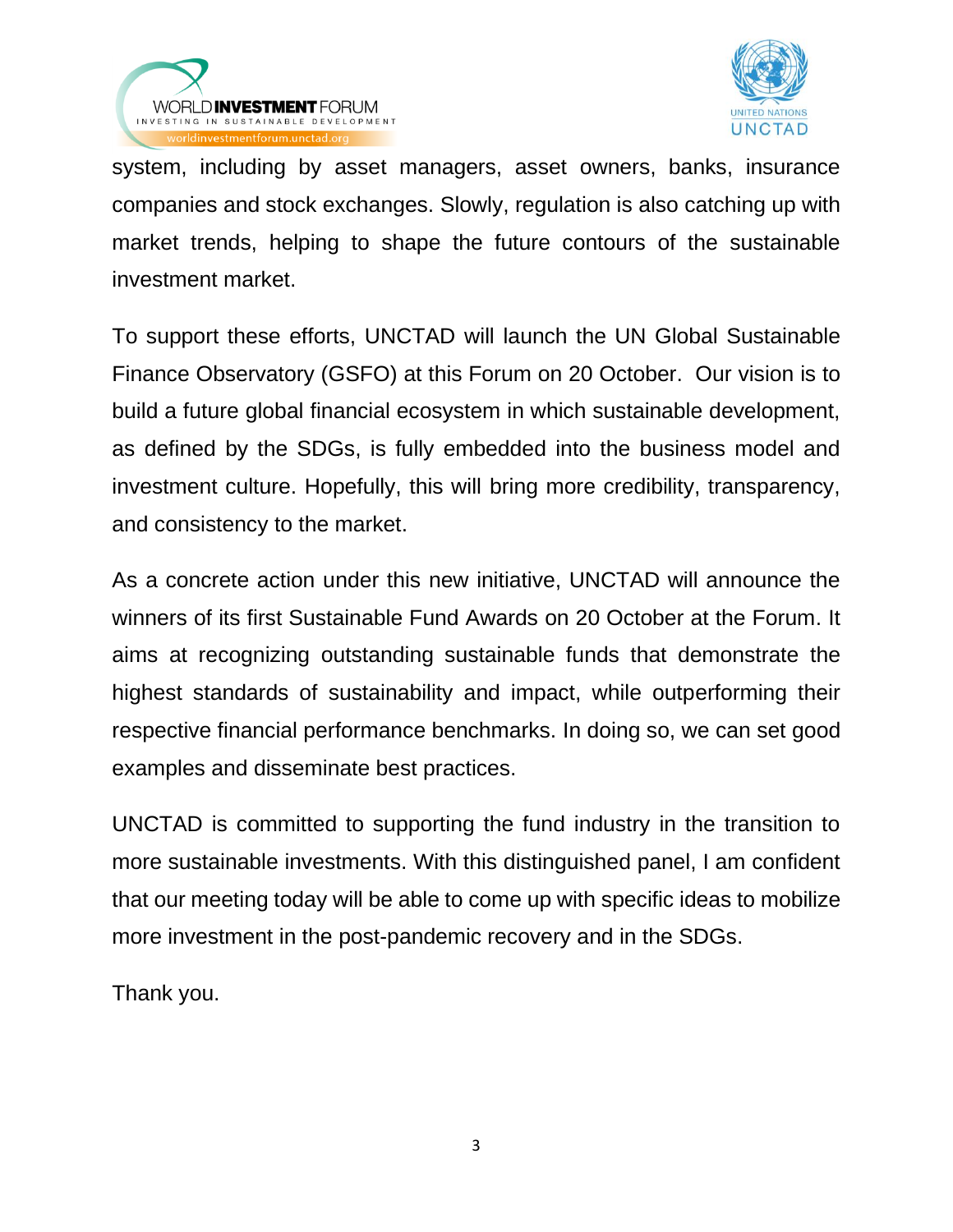system, including by asset managers, asset owners, banks, insurance companies and stock exchanges. Slowly, regulation is also catching up with market trends, helping to shape the future contours of the sustainable investment market.

To support these efforts, UNCTAD will launch the UN Global Sustainable Finance Observatory (GSFO) at this Forum on 20 October. Our vision is to build a future global financial ecosystem in which sustainable development, as defined by the SDGs, is fully embedded into the business model and investment culture. Hopefully, this will bring more credibility, transparency, and consistency to the market.

As a concrete action under this new initiative, UNCTAD will announce the winners of its first Sustainable Fund Awards on 20 October at the Forum. It aims at recognizing outstanding sustainable funds that demonstrate the highest standards of sustainability and impact, while outperforming their respective financial performance benchmarks. In doing so, we can set good examples and disseminate best practices.

UNCTAD is committed to supporting the fund industry in the transition to more sustainable investments. With this distinguished panel, I am confident that our meeting today will be able to come up with specific ideas to mobilize more investment in the post-pandemic recovery and in the SDGs.

Thank you.